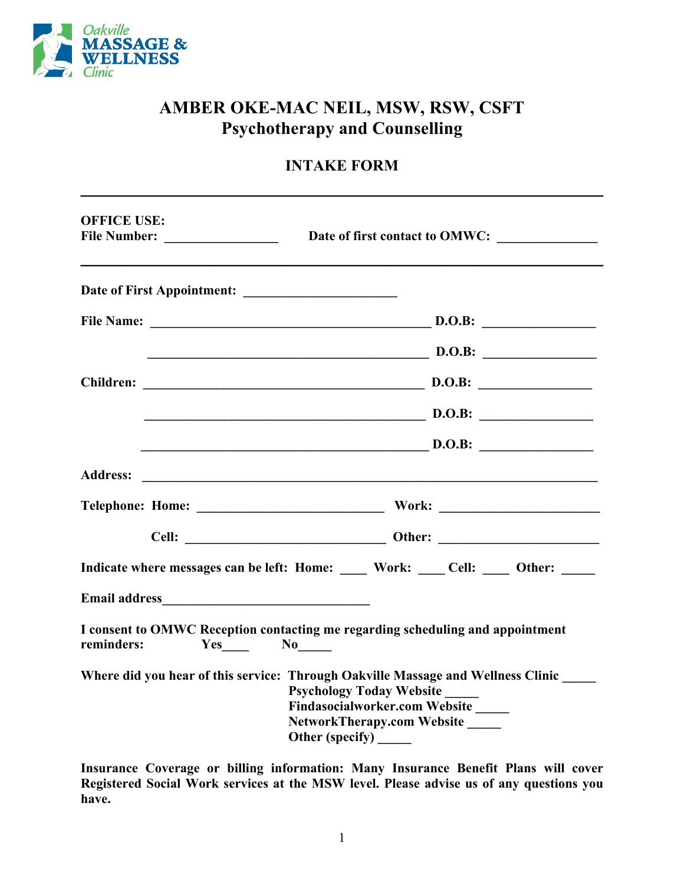Oakville MASSAGE & WELLNESS Clinic

# AMBER OKE-MAC NEIL, MSW, RSW, CSFT
## Psychotherapy and Counselling

### INTAKE FORM

---

**OFFICE USE:**
**File Number:** ________________ **Date of first contact to OMWC:** ______________

---

**Date of First Appointment:** ______________________

**File Name:** ________________________________________ **D.O.B:** ________________

________________________________________ **D.O.B:** ________________

**Children:** ________________________________________ **D.O.B:** ________________

________________________________________ **D.O.B:** ________________

________________________________________ **D.O.B:** ________________

**Address:** ________________________________________________________________

**Telephone: Home:** ___________________________ **Work:** _______________________

**Cell:** _____________________________ **Other:** _______________________

**Indicate where messages can be left: Home:** ____ **Work:** ____ **Cell:** ____ **Other:** _____

**Email address**______________________________

**I consent to OMWC Reception contacting me regarding scheduling and appointment reminders:** **Yes**____ **No**_____

**Where did you hear of this service:**
- **Through Oakville Massage and Wellness Clinic** _____
- **Psychology Today Website** _____
- **Findasocialworker.com Website** _____
- **NetworkTherapy.com Website** _____
- **Other (specify)** _____

**Insurance Coverage or billing information: Many Insurance Benefit Plans will cover Registered Social Work services at the MSW level. Please advise us of any questions you have.**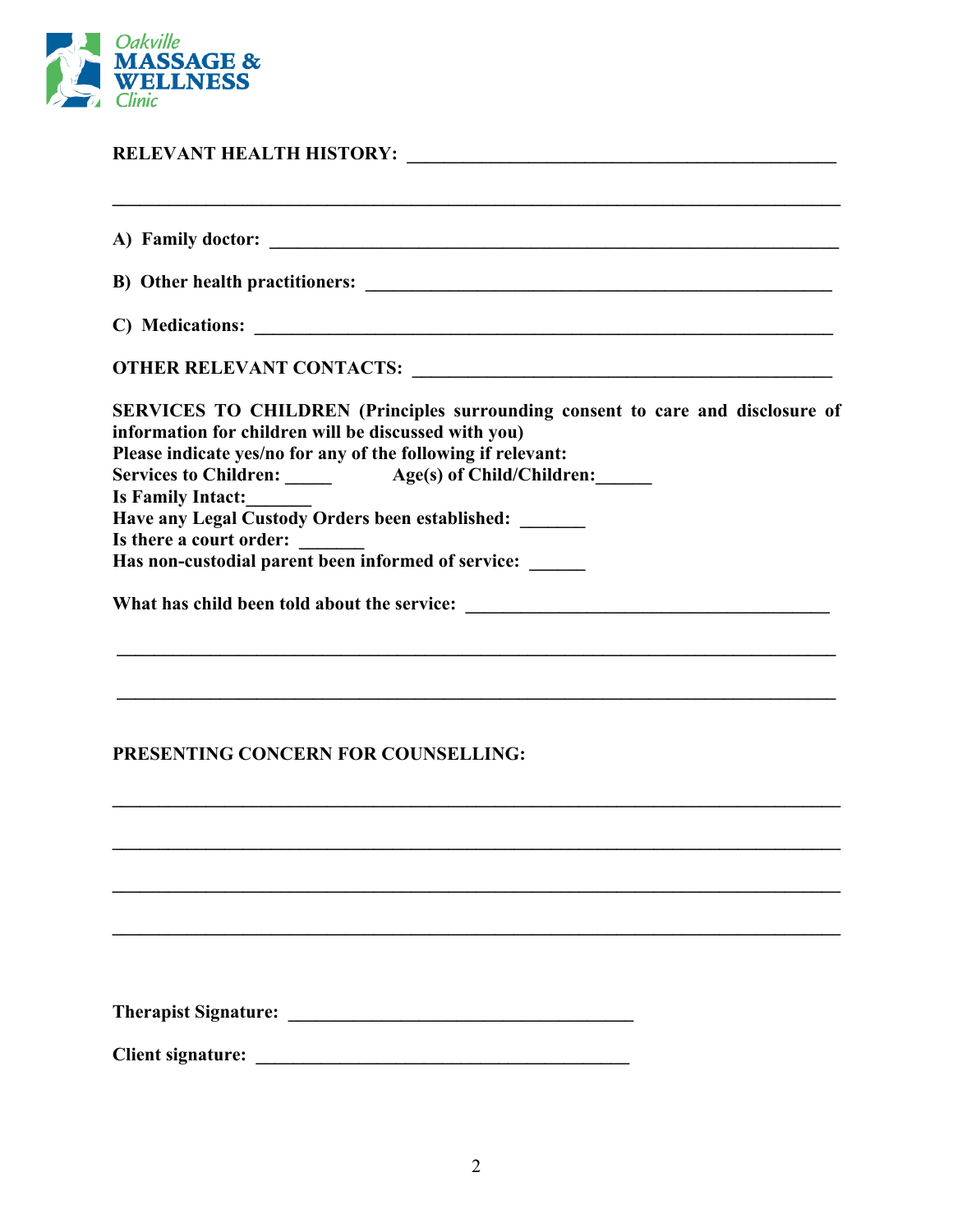Oakville
MASSAGE &
WELLNESS
Clinic

**RELEVANT HEALTH HISTORY:** ______________________________________________

____________________________________________________________________________

**A) Family doctor:** ________________________________________________________

**B) Other health practitioners:** ______________________________________________

**C) Medications:** _________________________________________________________

**OTHER RELEVANT CONTACTS:** ______________________________________________

**SERVICES TO CHILDREN (Principles surrounding consent to care and disclosure of information for children will be discussed with you)**
**Please indicate yes/no for any of the following if relevant:**
**Services to Children:** _____ **Age(s) of Child/Children:**______
**Is Family Intact:**_______
**Have any Legal Custody Orders been established:** _______
**Is there a court order:** _______
**Has non-custodial parent been informed of service:** ______

**What has child been told about the service:** _____________________________________

____________________________________________________________________________

____________________________________________________________________________

**PRESENTING CONCERN FOR COUNSELLING:**

____________________________________________________________________________

____________________________________________________________________________

____________________________________________________________________________

____________________________________________________________________________

**Therapist Signature:** ___________________________________

**Client signature:** ______________________________________